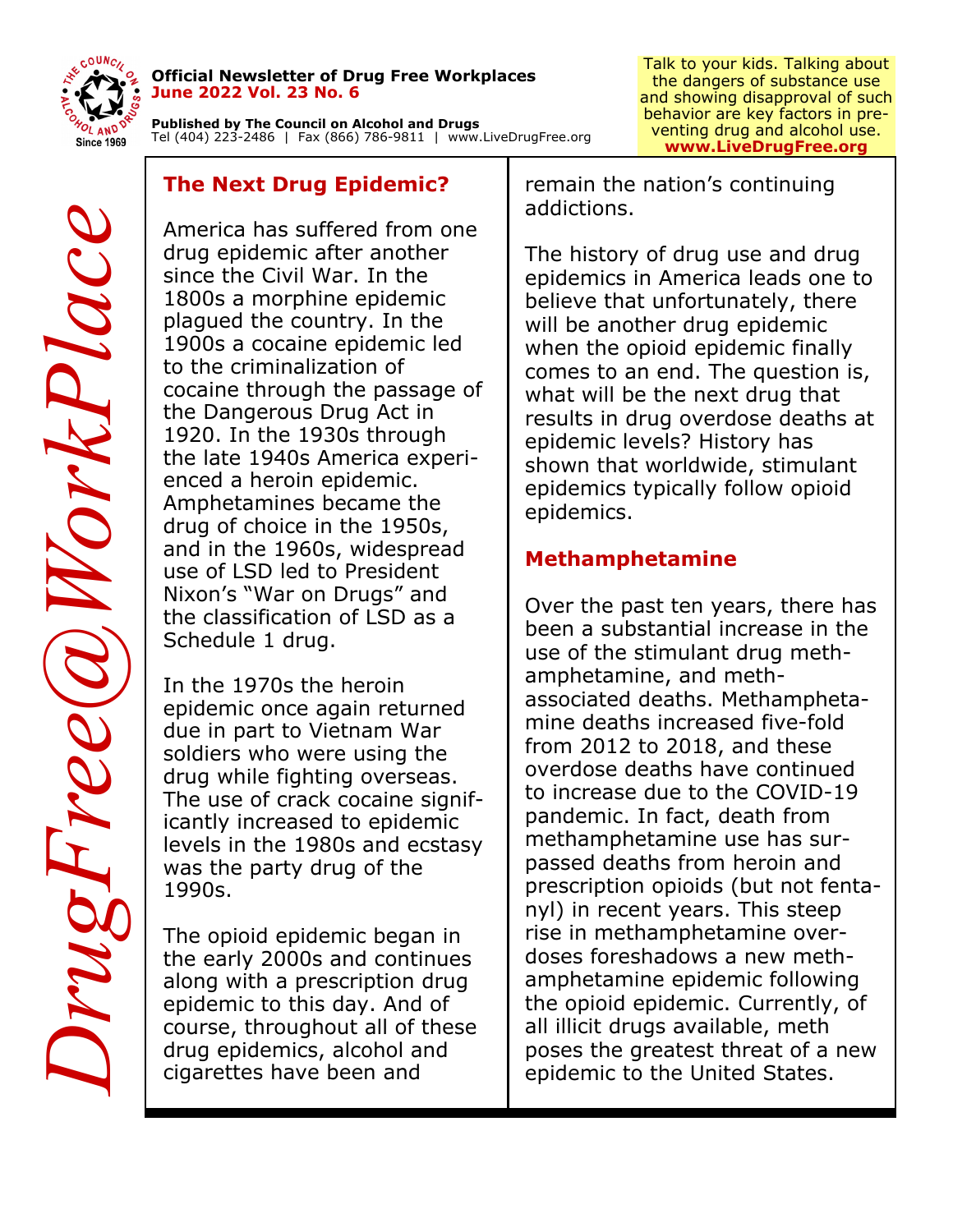**Official Newsletter of Drug Free Workplaces**
**June 2022 Vol. 23 No. 6**

**Published by The Council on Alcohol and Drugs**
Tel (404) 223-2486 | Fax (866) 786-9811 | www.LiveDrugFree.org

Talk to your kids. Talking about the dangers of substance use and showing disapproval of such behavior are key factors in preventing drug and alcohol use. **www.LiveDrugFree.org**

*DrugFree@WorkPlace*

## The Next Drug Epidemic?

America has suffered from one drug epidemic after another since the Civil War. In the 1800s a morphine epidemic plagued the country. In the 1900s a cocaine epidemic led to the criminalization of cocaine through the passage of the Dangerous Drug Act in 1920. In the 1930s through the late 1940s America experienced a heroin epidemic. Amphetamines became the drug of choice in the 1950s, and in the 1960s, widespread use of LSD led to President Nixon's "War on Drugs" and the classification of LSD as a Schedule 1 drug.

In the 1970s the heroin epidemic once again returned due in part to Vietnam War soldiers who were using the drug while fighting overseas. The use of crack cocaine significantly increased to epidemic levels in the 1980s and ecstasy was the party drug of the 1990s.

The opioid epidemic began in the early 2000s and continues along with a prescription drug epidemic to this day. And of course, throughout all of these drug epidemics, alcohol and cigarettes have been and remain the nation's continuing addictions.

The history of drug use and drug epidemics in America leads one to believe that unfortunately, there will be another drug epidemic when the opioid epidemic finally comes to an end. The question is, what will be the next drug that results in drug overdose deaths at epidemic levels? History has shown that worldwide, stimulant epidemics typically follow opioid epidemics.

## Methamphetamine

Over the past ten years, there has been a substantial increase in the use of the stimulant drug methamphetamine, and meth-associated deaths. Methamphetamine deaths increased five-fold from 2012 to 2018, and these overdose deaths have continued to increase due to the COVID-19 pandemic. In fact, death from methamphetamine use has surpassed deaths from heroin and prescription opioids (but not fentanyl) in recent years. This steep rise in methamphetamine overdoses foreshadows a new methamphetamine epidemic following the opioid epidemic. Currently, of all illicit drugs available, meth poses the greatest threat of a new epidemic to the United States.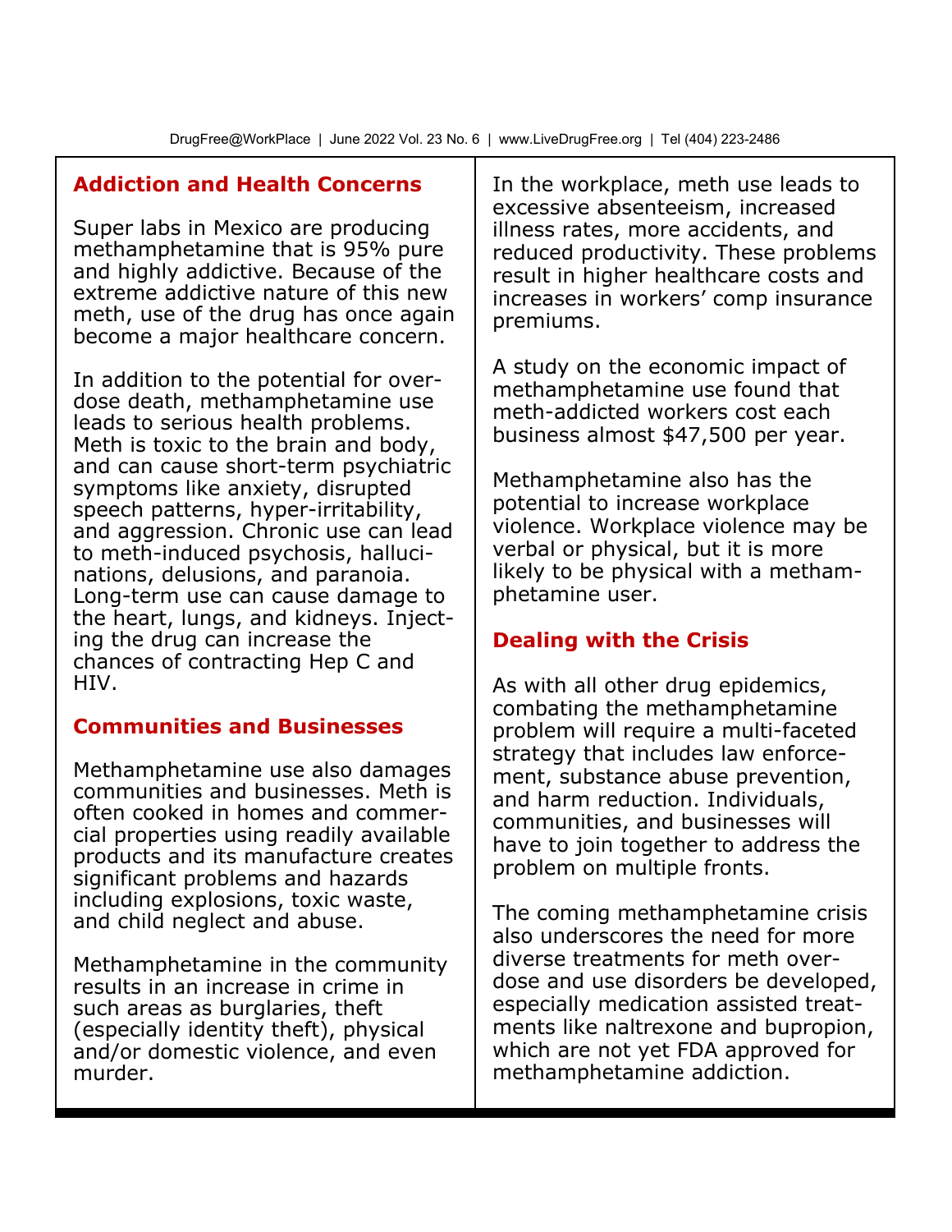## Addiction and Health Concerns

Super labs in Mexico are producing methamphetamine that is 95% pure and highly addictive. Because of the extreme addictive nature of this new meth, use of the drug has once again become a major healthcare concern.

In addition to the potential for overdose death, methamphetamine use leads to serious health problems. Meth is toxic to the brain and body, and can cause short-term psychiatric symptoms like anxiety, disrupted speech patterns, hyper-irritability, and aggression. Chronic use can lead to meth-induced psychosis, hallucinations, delusions, and paranoia. Long-term use can cause damage to the heart, lungs, and kidneys. Injecting the drug can increase the chances of contracting Hep C and HIV.

## Communities and Businesses

Methamphetamine use also damages communities and businesses. Meth is often cooked in homes and commercial properties using readily available products and its manufacture creates significant problems and hazards including explosions, toxic waste, and child neglect and abuse.

Methamphetamine in the community results in an increase in crime in such areas as burglaries, theft (especially identity theft), physical and/or domestic violence, and even murder.

In the workplace, meth use leads to excessive absenteeism, increased illness rates, more accidents, and reduced productivity. These problems result in higher healthcare costs and increases in workers' comp insurance premiums.

A study on the economic impact of methamphetamine use found that meth-addicted workers cost each business almost $47,500 per year.

Methamphetamine also has the potential to increase workplace violence. Workplace violence may be verbal or physical, but it is more likely to be physical with a methamphetamine user.

## Dealing with the Crisis

As with all other drug epidemics, combating the methamphetamine problem will require a multi-faceted strategy that includes law enforcement, substance abuse prevention, and harm reduction. Individuals, communities, and businesses will have to join together to address the problem on multiple fronts.

The coming methamphetamine crisis also underscores the need for more diverse treatments for meth overdose and use disorders be developed, especially medication assisted treatments like naltrexone and bupropion, which are not yet FDA approved for methamphetamine addiction.